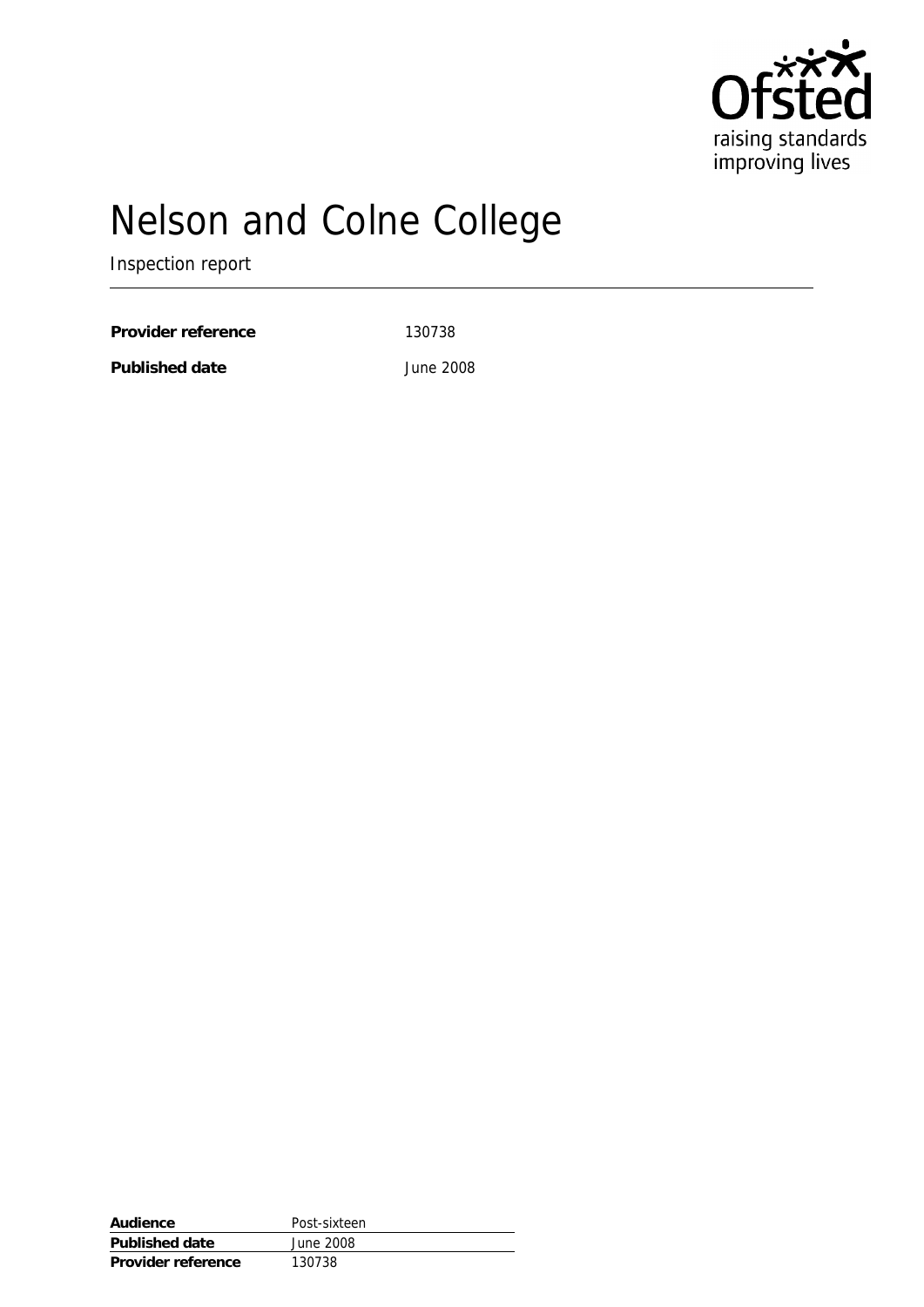Ofsted
raising standards
improving lives

# Nelson and Colne College

Inspection report

| | |
|---|---|
| **Provider reference** | 130738 |
| **Published date** | June 2008 |

| | |
|---|---|
| **Audience** | Post-sixteen |
| **Published date** | June 2008 |
| **Provider reference** | 130738 |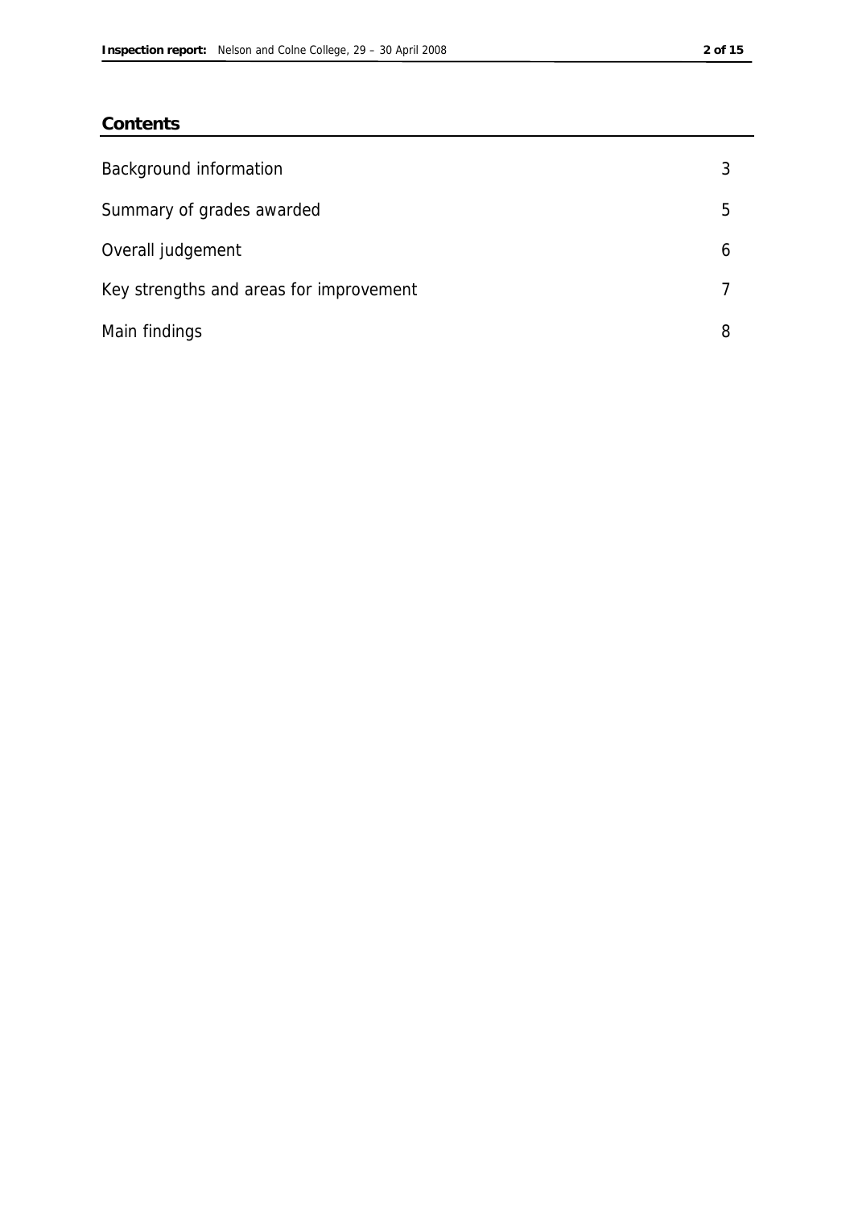## Contents

| | |
|---|---|
| Background information | 3 |
| Summary of grades awarded | 5 |
| Overall judgement | 6 |
| Key strengths and areas for improvement | 7 |
| Main findings | 8 |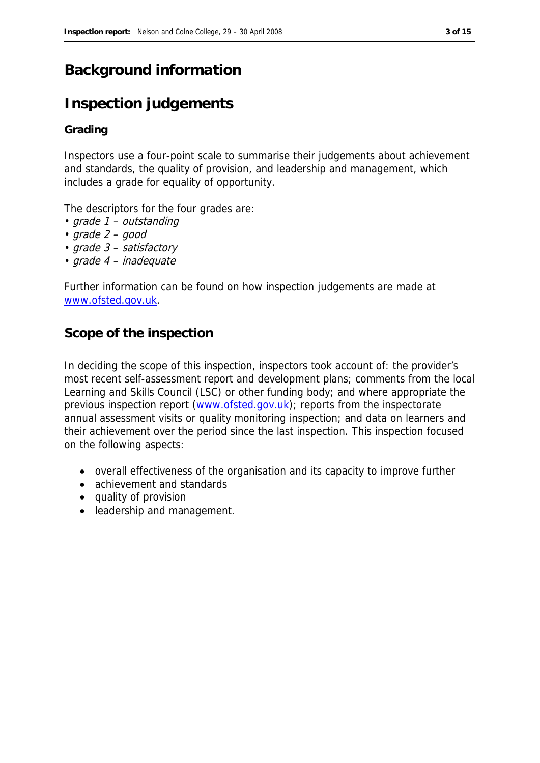# Background information

# Inspection judgements

### Grading

Inspectors use a four-point scale to summarise their judgements about achievement and standards, the quality of provision, and leadership and management, which includes a grade for equality of opportunity.

The descriptors for the four grades are:

- *grade 1 – outstanding*
- *grade 2 – good*
- *grade 3 – satisfactory*
- *grade 4 – inadequate*

Further information can be found on how inspection judgements are made at [www.ofsted.gov.uk](http://www.ofsted.gov.uk).

## Scope of the inspection

In deciding the scope of this inspection, inspectors took account of: the provider's most recent self-assessment report and development plans; comments from the local Learning and Skills Council (LSC) or other funding body; and where appropriate the previous inspection report ([www.ofsted.gov.uk](http://www.ofsted.gov.uk)); reports from the inspectorate annual assessment visits or quality monitoring inspection; and data on learners and their achievement over the period since the last inspection. This inspection focused on the following aspects:

- overall effectiveness of the organisation and its capacity to improve further
- achievement and standards
- quality of provision
- leadership and management.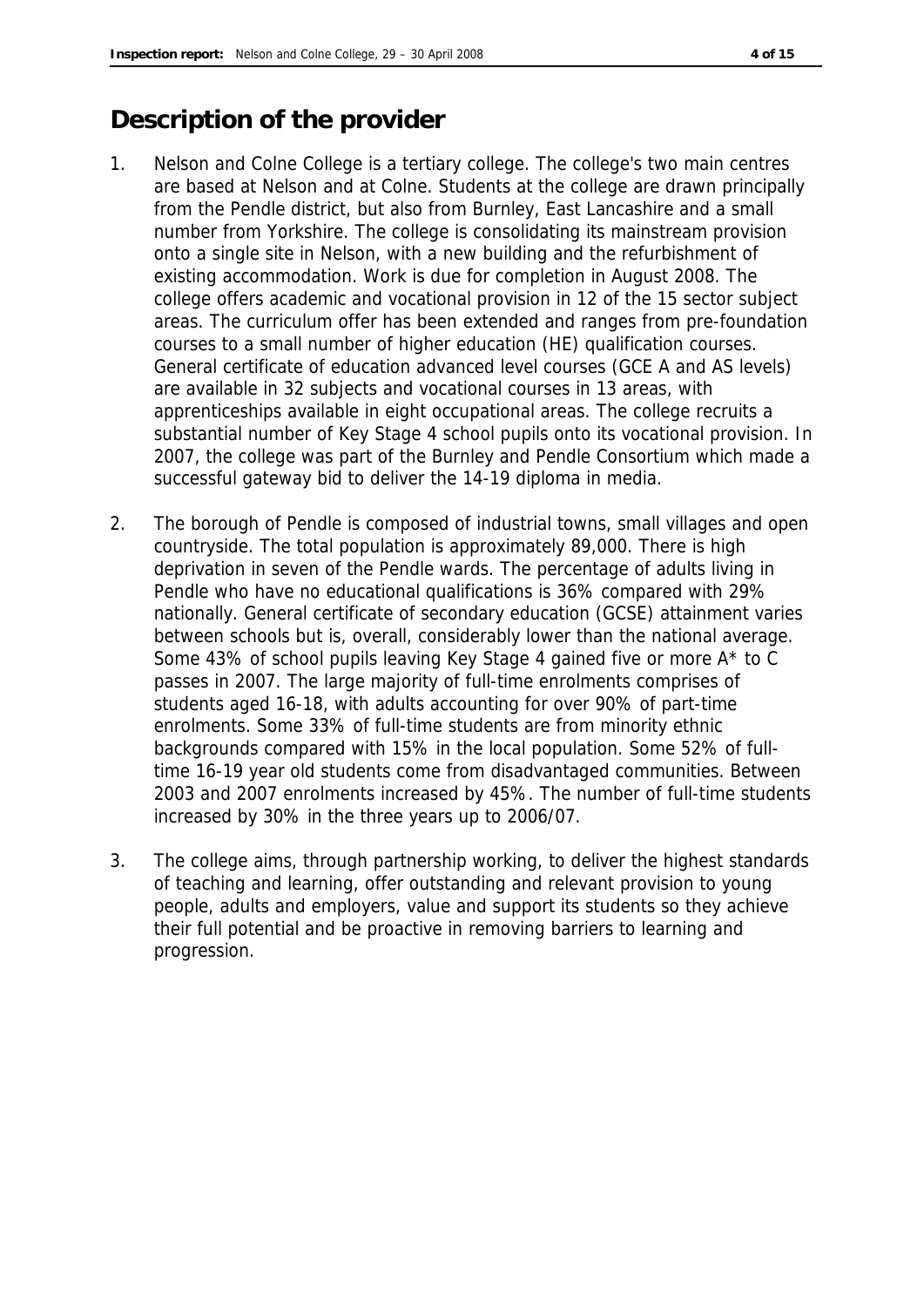## Description of the provider

1. Nelson and Colne College is a tertiary college. The college's two main centres are based at Nelson and at Colne. Students at the college are drawn principally from the Pendle district, but also from Burnley, East Lancashire and a small number from Yorkshire. The college is consolidating its mainstream provision onto a single site in Nelson, with a new building and the refurbishment of existing accommodation. Work is due for completion in August 2008. The college offers academic and vocational provision in 12 of the 15 sector subject areas. The curriculum offer has been extended and ranges from pre-foundation courses to a small number of higher education (HE) qualification courses. General certificate of education advanced level courses (GCE A and AS levels) are available in 32 subjects and vocational courses in 13 areas, with apprenticeships available in eight occupational areas. The college recruits a substantial number of Key Stage 4 school pupils onto its vocational provision. In 2007, the college was part of the Burnley and Pendle Consortium which made a successful gateway bid to deliver the 14-19 diploma in media.

2. The borough of Pendle is composed of industrial towns, small villages and open countryside. The total population is approximately 89,000. There is high deprivation in seven of the Pendle wards. The percentage of adults living in Pendle who have no educational qualifications is 36% compared with 29% nationally. General certificate of secondary education (GCSE) attainment varies between schools but is, overall, considerably lower than the national average. Some 43% of school pupils leaving Key Stage 4 gained five or more A* to C passes in 2007. The large majority of full-time enrolments comprises of students aged 16-18, with adults accounting for over 90% of part-time enrolments. Some 33% of full-time students are from minority ethnic backgrounds compared with 15% in the local population. Some 52% of full-time 16-19 year old students come from disadvantaged communities. Between 2003 and 2007 enrolments increased by 45%. The number of full-time students increased by 30% in the three years up to 2006/07.

3. The college aims, through partnership working, to deliver the highest standards of teaching and learning, offer outstanding and relevant provision to young people, adults and employers, value and support its students so they achieve their full potential and be proactive in removing barriers to learning and progression.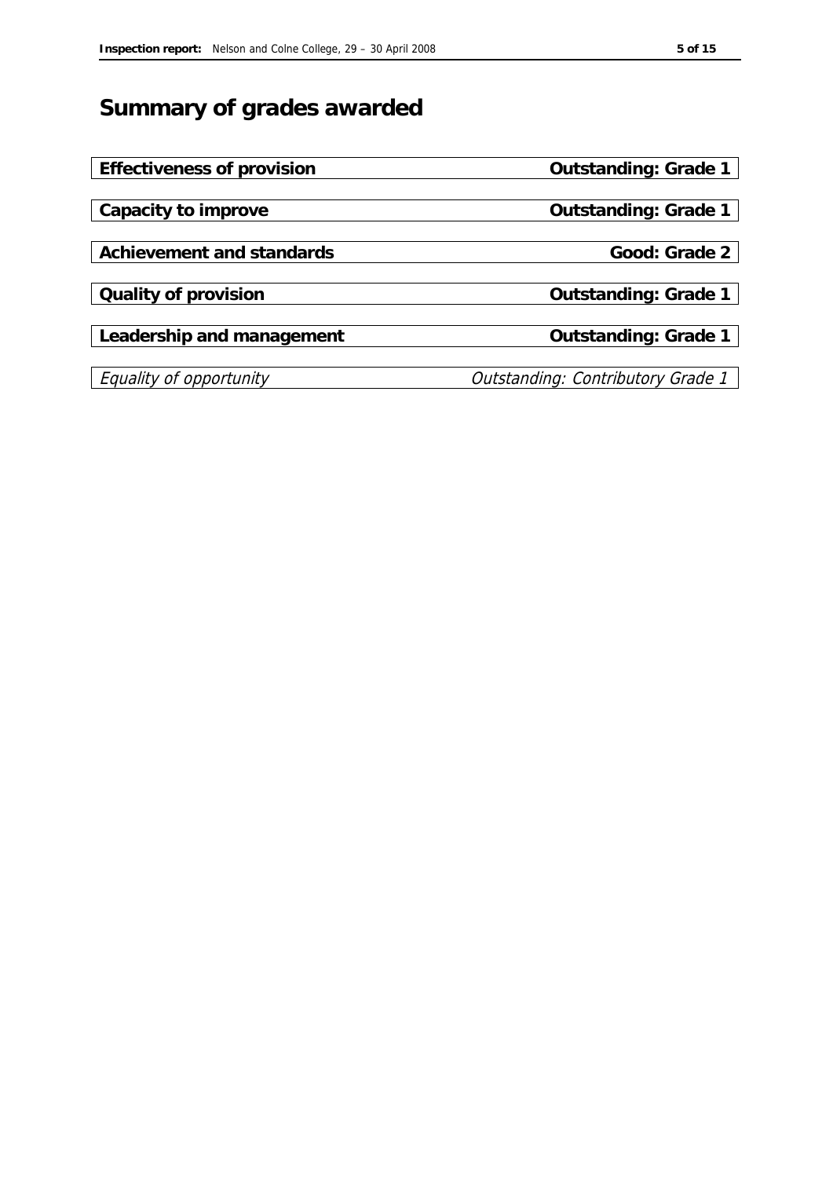# Summary of grades awarded

| | |
|---|---|
| **Effectiveness of provision** | **Outstanding: Grade 1** |
| **Capacity to improve** | **Outstanding: Grade 1** |
| **Achievement and standards** | **Good: Grade 2** |
| **Quality of provision** | **Outstanding: Grade 1** |
| **Leadership and management** | **Outstanding: Grade 1** |
| *Equality of opportunity* | *Outstanding: Contributory Grade 1* |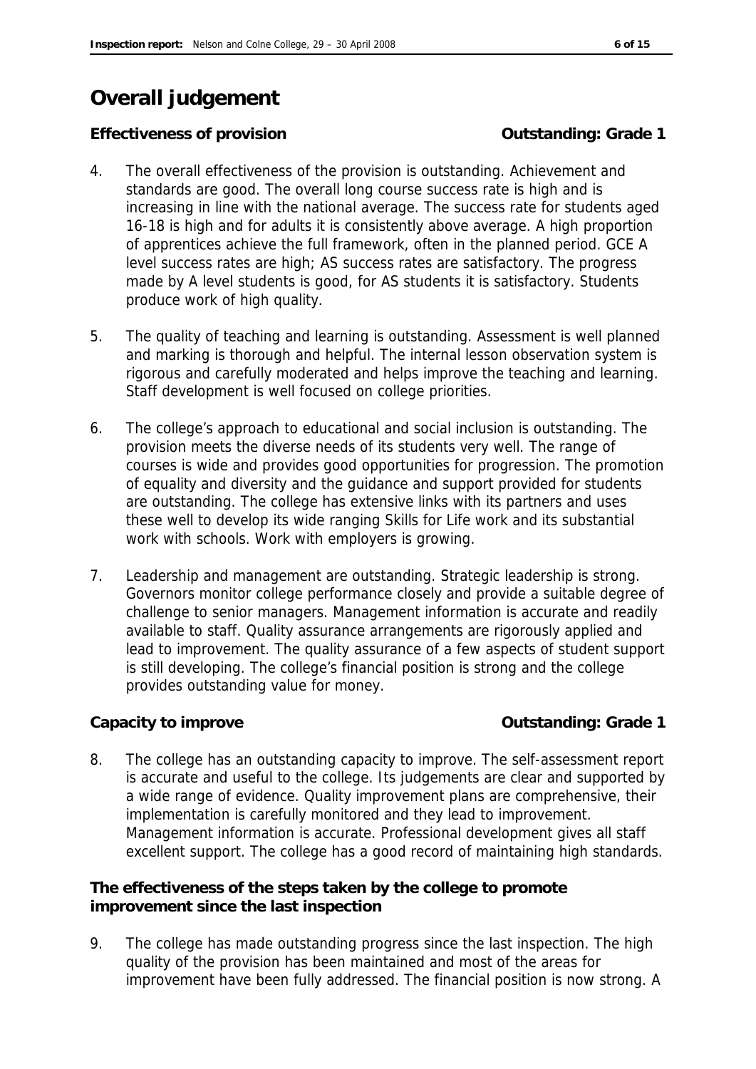# Overall judgement

**Effectiveness of provision** **Outstanding: Grade 1**

4. The overall effectiveness of the provision is outstanding. Achievement and standards are good. The overall long course success rate is high and is increasing in line with the national average. The success rate for students aged 16-18 is high and for adults it is consistently above average. A high proportion of apprentices achieve the full framework, often in the planned period. GCE A level success rates are high; AS success rates are satisfactory. The progress made by A level students is good, for AS students it is satisfactory. Students produce work of high quality.

5. The quality of teaching and learning is outstanding. Assessment is well planned and marking is thorough and helpful. The internal lesson observation system is rigorous and carefully moderated and helps improve the teaching and learning. Staff development is well focused on college priorities.

6. The college's approach to educational and social inclusion is outstanding. The provision meets the diverse needs of its students very well. The range of courses is wide and provides good opportunities for progression. The promotion of equality and diversity and the guidance and support provided for students are outstanding. The college has extensive links with its partners and uses these well to develop its wide ranging Skills for Life work and its substantial work with schools. Work with employers is growing.

7. Leadership and management are outstanding. Strategic leadership is strong. Governors monitor college performance closely and provide a suitable degree of challenge to senior managers. Management information is accurate and readily available to staff. Quality assurance arrangements are rigorously applied and lead to improvement. The quality assurance of a few aspects of student support is still developing. The college's financial position is strong and the college provides outstanding value for money.

**Capacity to improve** **Outstanding: Grade 1**

8. The college has an outstanding capacity to improve. The self-assessment report is accurate and useful to the college. Its judgements are clear and supported by a wide range of evidence. Quality improvement plans are comprehensive, their implementation is carefully monitored and they lead to improvement. Management information is accurate. Professional development gives all staff excellent support. The college has a good record of maintaining high standards.

**The effectiveness of the steps taken by the college to promote improvement since the last inspection**

9. The college has made outstanding progress since the last inspection. The high quality of the provision has been maintained and most of the areas for improvement have been fully addressed. The financial position is now strong. A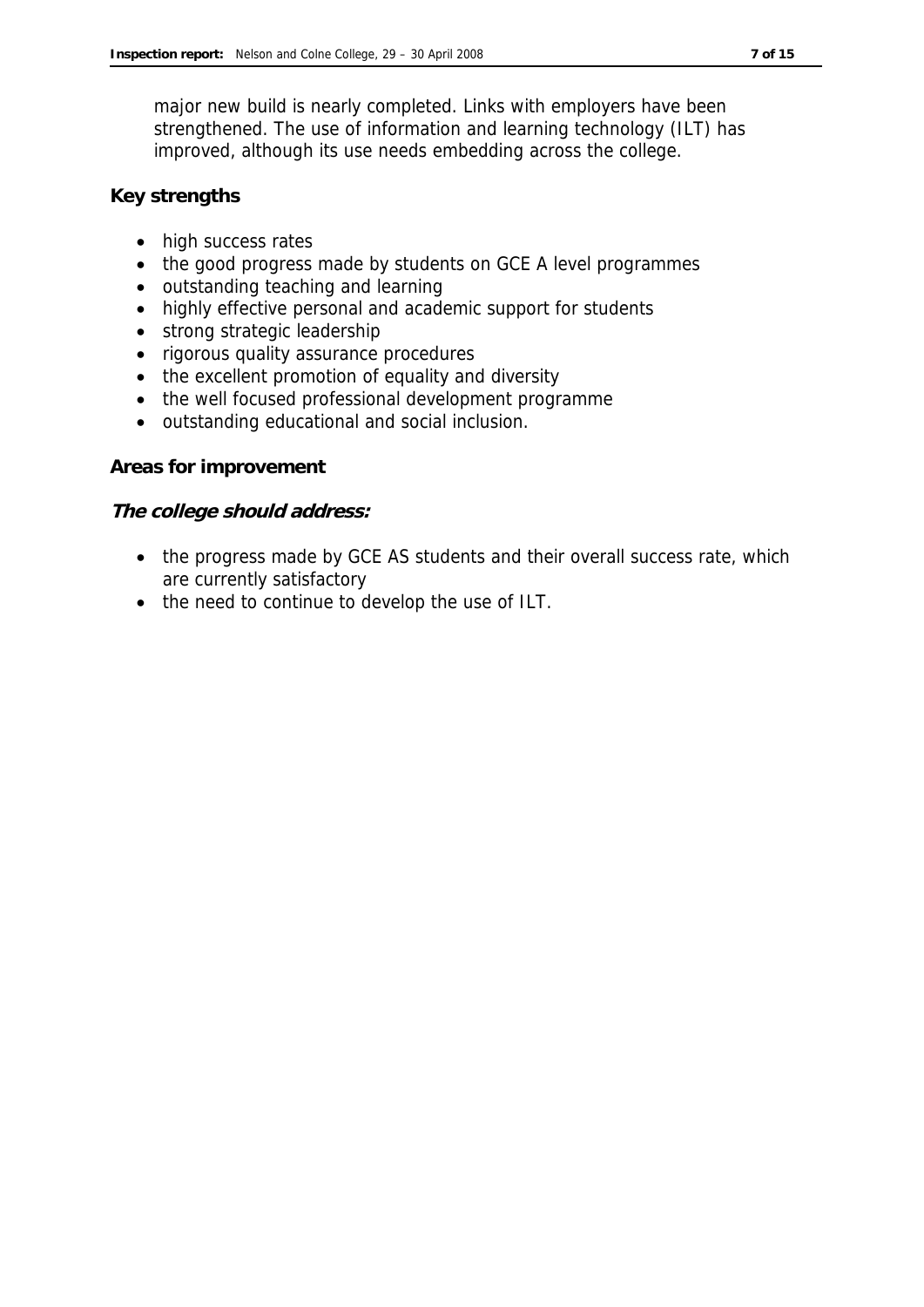major new build is nearly completed. Links with employers have been strengthened. The use of information and learning technology (ILT) has improved, although its use needs embedding across the college.

## Key strengths

- high success rates
- the good progress made by students on GCE A level programmes
- outstanding teaching and learning
- highly effective personal and academic support for students
- strong strategic leadership
- rigorous quality assurance procedures
- the excellent promotion of equality and diversity
- the well focused professional development programme
- outstanding educational and social inclusion.

## Areas for improvement

***The college should address:***

- the progress made by GCE AS students and their overall success rate, which are currently satisfactory
- the need to continue to develop the use of ILT.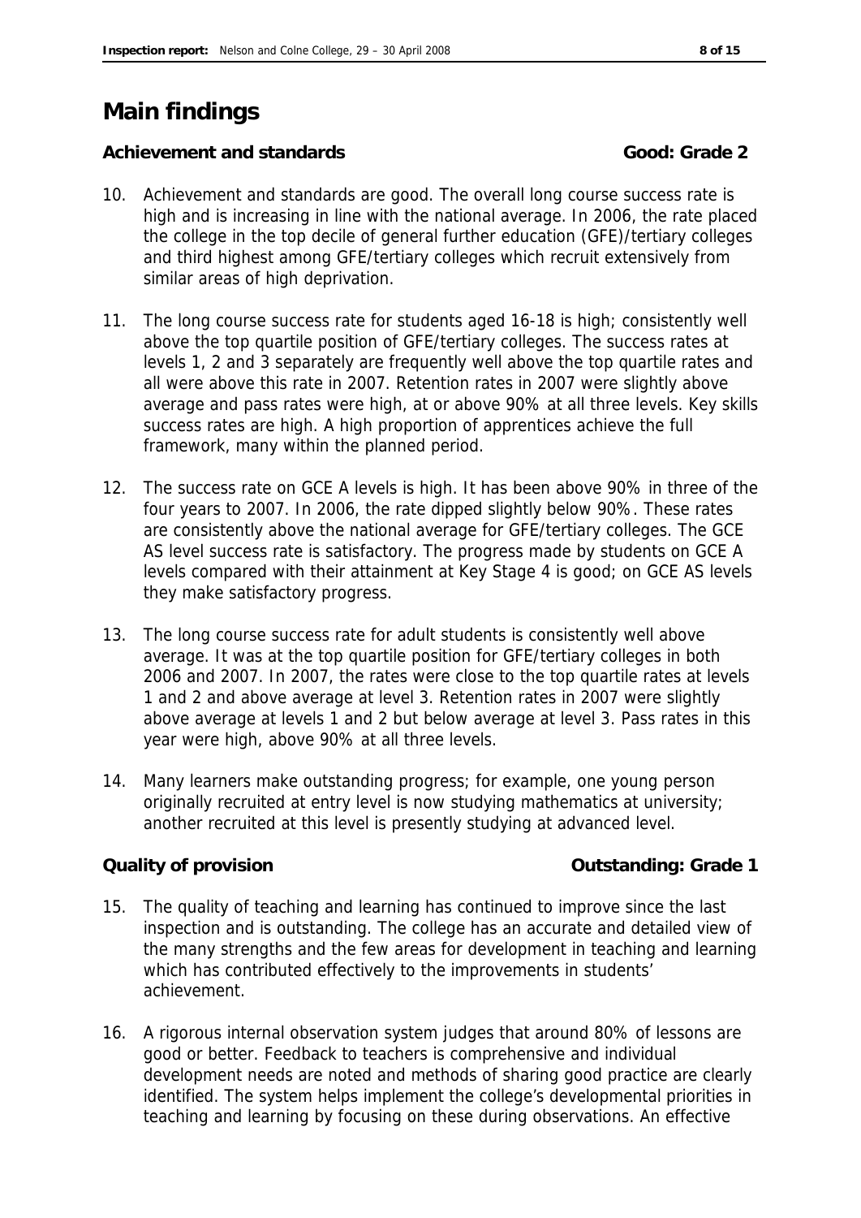# Main findings

**Achievement and standards** **Good: Grade 2**

10. Achievement and standards are good. The overall long course success rate is high and is increasing in line with the national average. In 2006, the rate placed the college in the top decile of general further education (GFE)/tertiary colleges and third highest among GFE/tertiary colleges which recruit extensively from similar areas of high deprivation.

11. The long course success rate for students aged 16-18 is high; consistently well above the top quartile position of GFE/tertiary colleges. The success rates at levels 1, 2 and 3 separately are frequently well above the top quartile rates and all were above this rate in 2007. Retention rates in 2007 were slightly above average and pass rates were high, at or above 90% at all three levels. Key skills success rates are high. A high proportion of apprentices achieve the full framework, many within the planned period.

12. The success rate on GCE A levels is high. It has been above 90% in three of the four years to 2007. In 2006, the rate dipped slightly below 90%. These rates are consistently above the national average for GFE/tertiary colleges. The GCE AS level success rate is satisfactory. The progress made by students on GCE A levels compared with their attainment at Key Stage 4 is good; on GCE AS levels they make satisfactory progress.

13. The long course success rate for adult students is consistently well above average. It was at the top quartile position for GFE/tertiary colleges in both 2006 and 2007. In 2007, the rates were close to the top quartile rates at levels 1 and 2 and above average at level 3. Retention rates in 2007 were slightly above average at levels 1 and 2 but below average at level 3. Pass rates in this year were high, above 90% at all three levels.

14. Many learners make outstanding progress; for example, one young person originally recruited at entry level is now studying mathematics at university; another recruited at this level is presently studying at advanced level.

**Quality of provision** **Outstanding: Grade 1**

15. The quality of teaching and learning has continued to improve since the last inspection and is outstanding. The college has an accurate and detailed view of the many strengths and the few areas for development in teaching and learning which has contributed effectively to the improvements in students' achievement.

16. A rigorous internal observation system judges that around 80% of lessons are good or better. Feedback to teachers is comprehensive and individual development needs are noted and methods of sharing good practice are clearly identified. The system helps implement the college's developmental priorities in teaching and learning by focusing on these during observations. An effective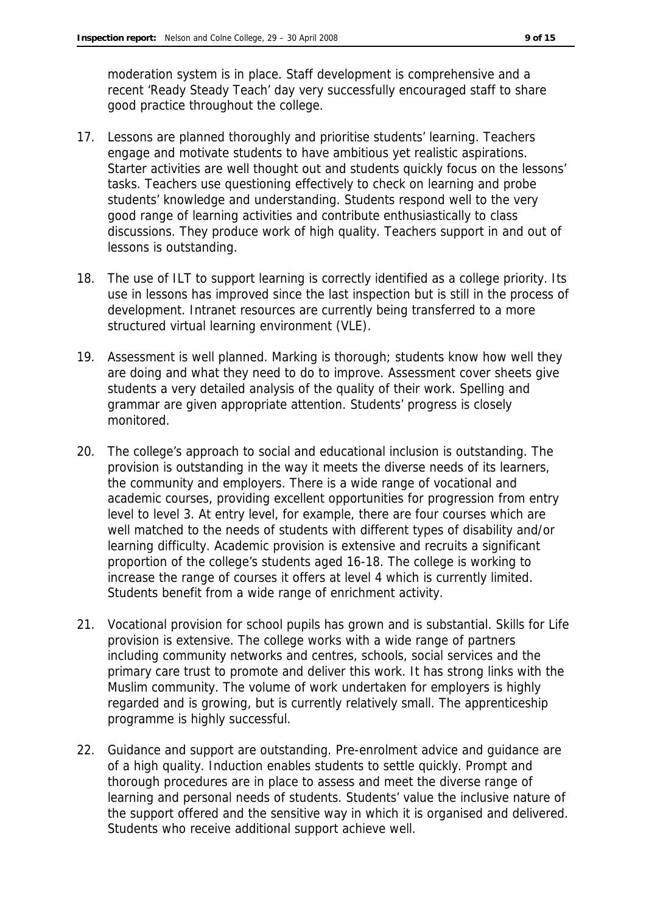moderation system is in place. Staff development is comprehensive and a recent 'Ready Steady Teach' day very successfully encouraged staff to share good practice throughout the college.

17. Lessons are planned thoroughly and prioritise students' learning. Teachers engage and motivate students to have ambitious yet realistic aspirations. Starter activities are well thought out and students quickly focus on the lessons' tasks. Teachers use questioning effectively to check on learning and probe students' knowledge and understanding. Students respond well to the very good range of learning activities and contribute enthusiastically to class discussions. They produce work of high quality. Teachers support in and out of lessons is outstanding.

18. The use of ILT to support learning is correctly identified as a college priority. Its use in lessons has improved since the last inspection but is still in the process of development. Intranet resources are currently being transferred to a more structured virtual learning environment (VLE).

19. Assessment is well planned. Marking is thorough; students know how well they are doing and what they need to do to improve. Assessment cover sheets give students a very detailed analysis of the quality of their work. Spelling and grammar are given appropriate attention. Students' progress is closely monitored.

20. The college's approach to social and educational inclusion is outstanding. The provision is outstanding in the way it meets the diverse needs of its learners, the community and employers. There is a wide range of vocational and academic courses, providing excellent opportunities for progression from entry level to level 3. At entry level, for example, there are four courses which are well matched to the needs of students with different types of disability and/or learning difficulty. Academic provision is extensive and recruits a significant proportion of the college's students aged 16-18. The college is working to increase the range of courses it offers at level 4 which is currently limited. Students benefit from a wide range of enrichment activity.

21. Vocational provision for school pupils has grown and is substantial. Skills for Life provision is extensive. The college works with a wide range of partners including community networks and centres, schools, social services and the primary care trust to promote and deliver this work. It has strong links with the Muslim community. The volume of work undertaken for employers is highly regarded and is growing, but is currently relatively small. The apprenticeship programme is highly successful.

22. Guidance and support are outstanding. Pre-enrolment advice and guidance are of a high quality. Induction enables students to settle quickly. Prompt and thorough procedures are in place to assess and meet the diverse range of learning and personal needs of students. Students' value the inclusive nature of the support offered and the sensitive way in which it is organised and delivered. Students who receive additional support achieve well.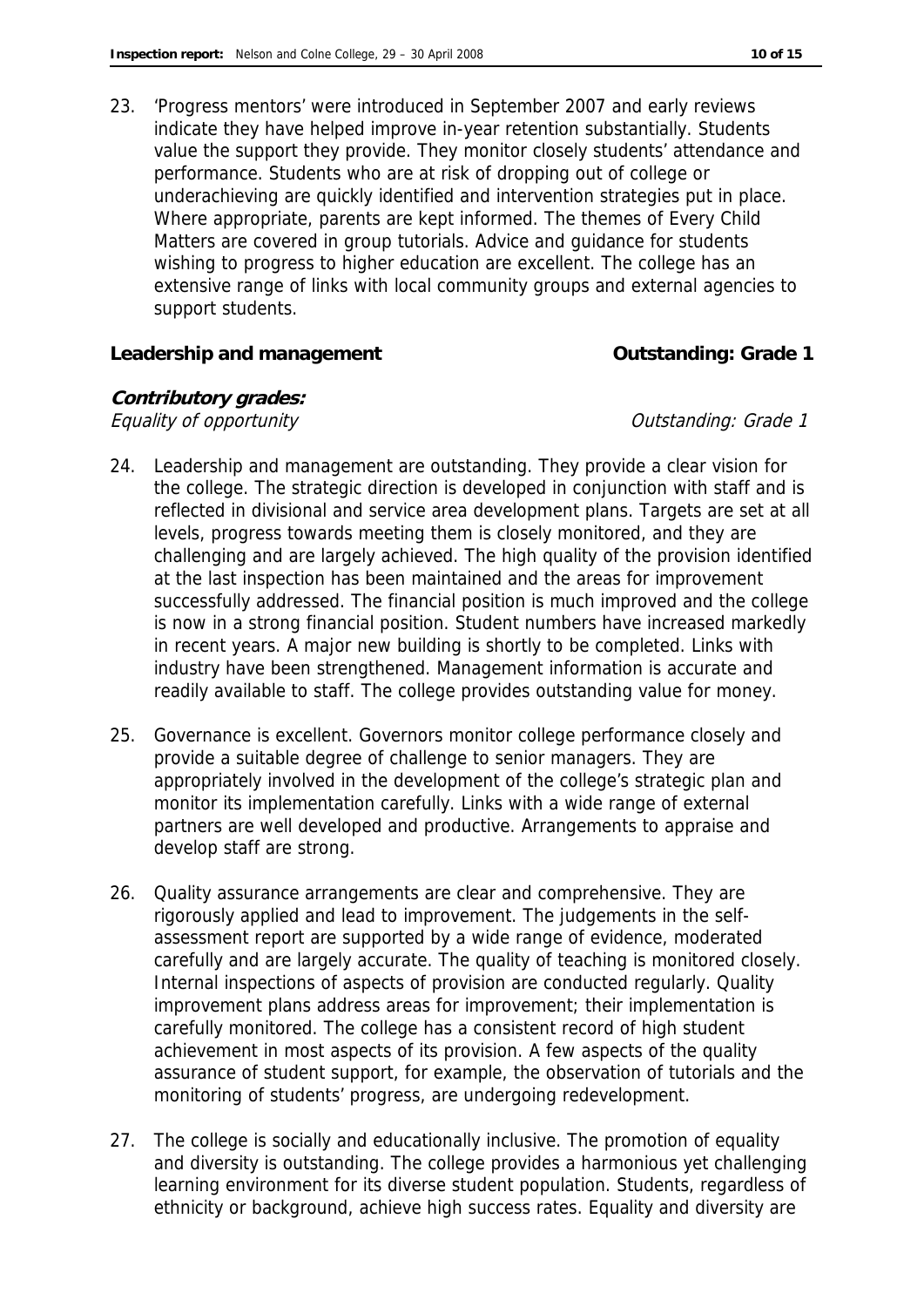23. 'Progress mentors' were introduced in September 2007 and early reviews indicate they have helped improve in-year retention substantially. Students value the support they provide. They monitor closely students' attendance and performance. Students who are at risk of dropping out of college or underachieving are quickly identified and intervention strategies put in place. Where appropriate, parents are kept informed. The themes of Every Child Matters are covered in group tutorials. Advice and guidance for students wishing to progress to higher education are excellent. The college has an extensive range of links with local community groups and external agencies to support students.

**Leadership and management** **Outstanding: Grade 1**

***Contributory grades:***

*Equality of opportunity* *Outstanding: Grade 1*

24. Leadership and management are outstanding. They provide a clear vision for the college. The strategic direction is developed in conjunction with staff and is reflected in divisional and service area development plans. Targets are set at all levels, progress towards meeting them is closely monitored, and they are challenging and are largely achieved. The high quality of the provision identified at the last inspection has been maintained and the areas for improvement successfully addressed. The financial position is much improved and the college is now in a strong financial position. Student numbers have increased markedly in recent years. A major new building is shortly to be completed. Links with industry have been strengthened. Management information is accurate and readily available to staff. The college provides outstanding value for money.

25. Governance is excellent. Governors monitor college performance closely and provide a suitable degree of challenge to senior managers. They are appropriately involved in the development of the college's strategic plan and monitor its implementation carefully. Links with a wide range of external partners are well developed and productive. Arrangements to appraise and develop staff are strong.

26. Quality assurance arrangements are clear and comprehensive. They are rigorously applied and lead to improvement. The judgements in the self-assessment report are supported by a wide range of evidence, moderated carefully and are largely accurate. The quality of teaching is monitored closely. Internal inspections of aspects of provision are conducted regularly. Quality improvement plans address areas for improvement; their implementation is carefully monitored. The college has a consistent record of high student achievement in most aspects of its provision. A few aspects of the quality assurance of student support, for example, the observation of tutorials and the monitoring of students' progress, are undergoing redevelopment.

27. The college is socially and educationally inclusive. The promotion of equality and diversity is outstanding. The college provides a harmonious yet challenging learning environment for its diverse student population. Students, regardless of ethnicity or background, achieve high success rates. Equality and diversity are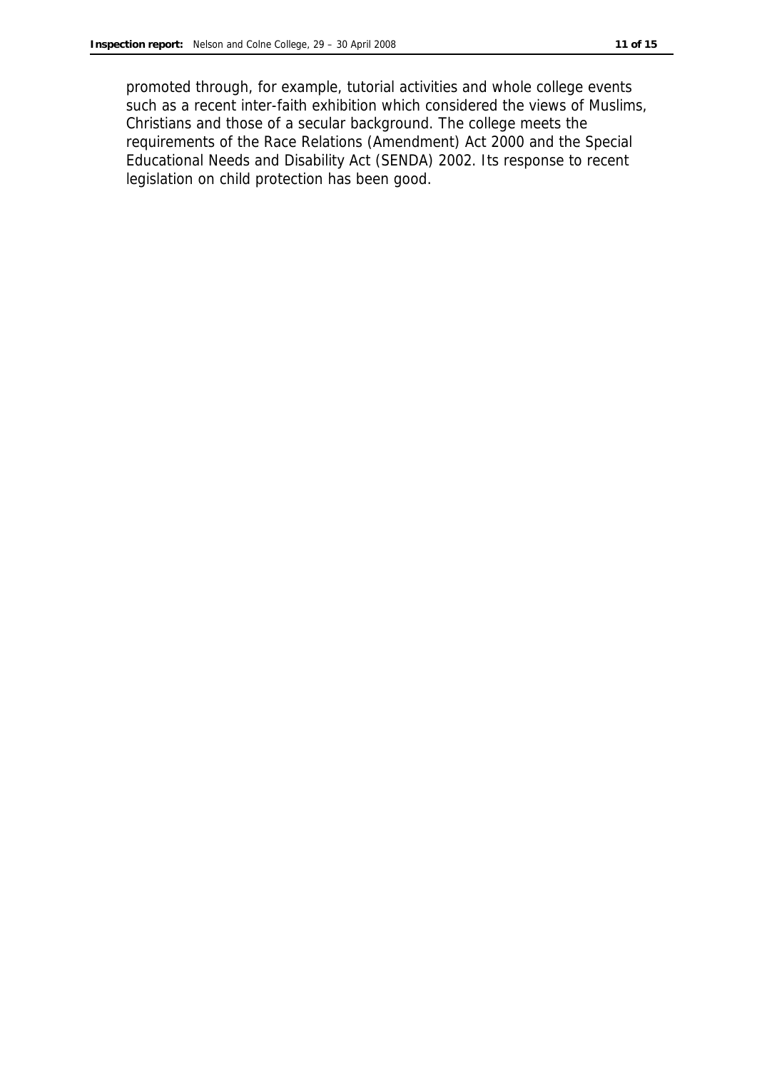promoted through, for example, tutorial activities and whole college events such as a recent inter-faith exhibition which considered the views of Muslims, Christians and those of a secular background. The college meets the requirements of the Race Relations (Amendment) Act 2000 and the Special Educational Needs and Disability Act (SENDA) 2002. Its response to recent legislation on child protection has been good.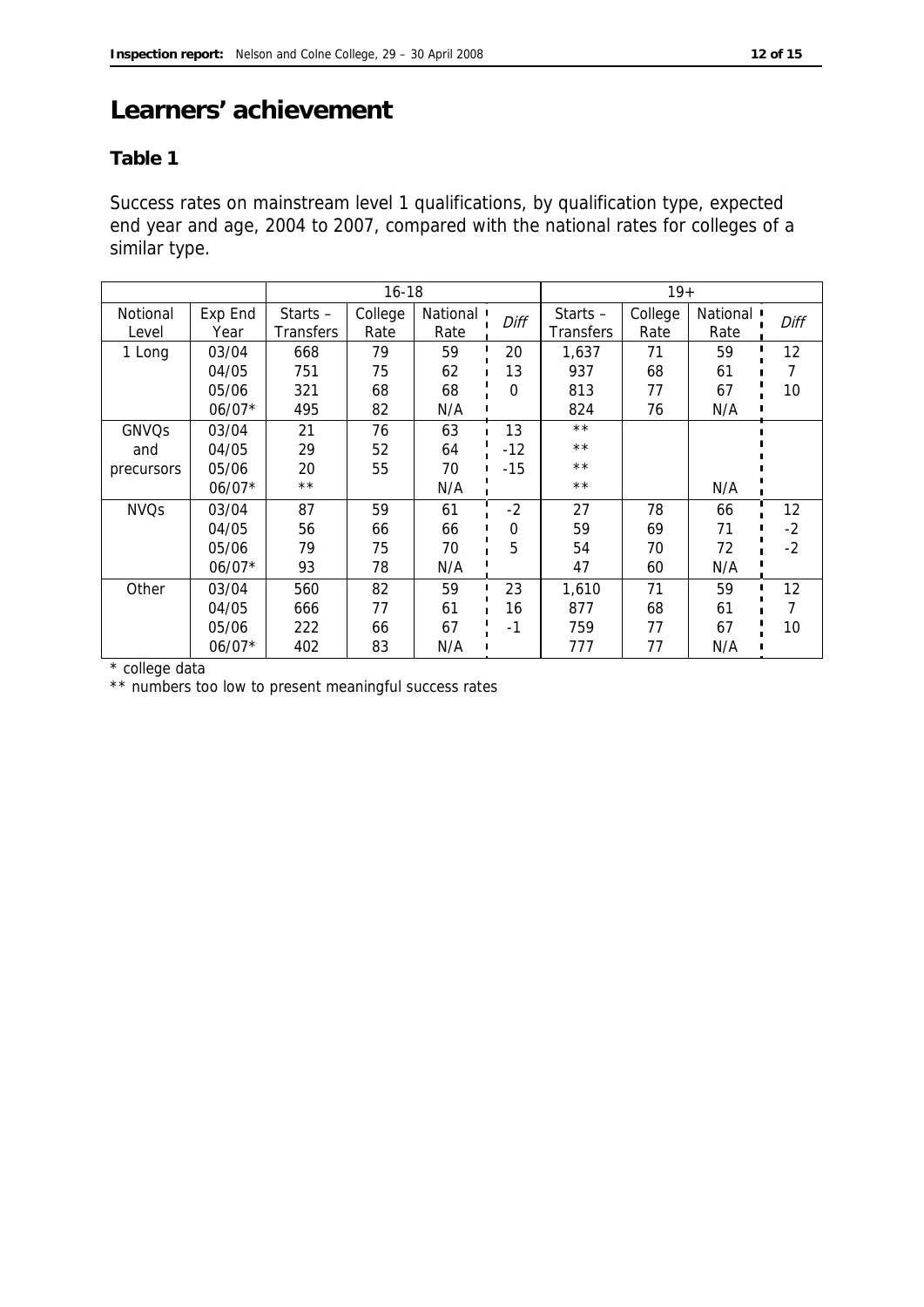# Learners' achievement

## Table 1

Success rates on mainstream level 1 qualifications, by qualification type, expected end year and age, 2004 to 2007, compared with the national rates for colleges of a similar type.

| | | 16-18 | | | | 19+ | | | |
|---|---|---|---|---|---|---|---|---|---|
| Notional Level | Exp End Year | Starts – Transfers | College Rate | National Rate | *Diff* | Starts – Transfers | College Rate | National Rate | *Diff* |
| 1 Long | 03/04 | 668 | 79 | 59 | 20 | 1,637 | 71 | 59 | 12 |
| | 04/05 | 751 | 75 | 62 | 13 | 937 | 68 | 61 | 7 |
| | 05/06 | 321 | 68 | 68 | 0 | 813 | 77 | 67 | 10 |
| | 06/07* | 495 | 82 | N/A | | 824 | 76 | N/A | |
| GNVQs and precursors | 03/04 | 21 | 76 | 63 | 13 | ** | | | |
| | 04/05 | 29 | 52 | 64 | -12 | ** | | | |
| | 05/06 | 20 | 55 | 70 | -15 | ** | | | |
| | 06/07* | ** | | N/A | | ** | | N/A | |
| NVQs | 03/04 | 87 | 59 | 61 | -2 | 27 | 78 | 66 | 12 |
| | 04/05 | 56 | 66 | 66 | 0 | 59 | 69 | 71 | -2 |
| | 05/06 | 79 | 75 | 70 | 5 | 54 | 70 | 72 | -2 |
| | 06/07* | 93 | 78 | N/A | | 47 | 60 | N/A | |
| Other | 03/04 | 560 | 82 | 59 | 23 | 1,610 | 71 | 59 | 12 |
| | 04/05 | 666 | 77 | 61 | 16 | 877 | 68 | 61 | 7 |
| | 05/06 | 222 | 66 | 67 | -1 | 759 | 77 | 67 | 10 |
| | 06/07* | 402 | 83 | N/A | | 777 | 77 | N/A | |

\* college data

** numbers too low to present meaningful success rates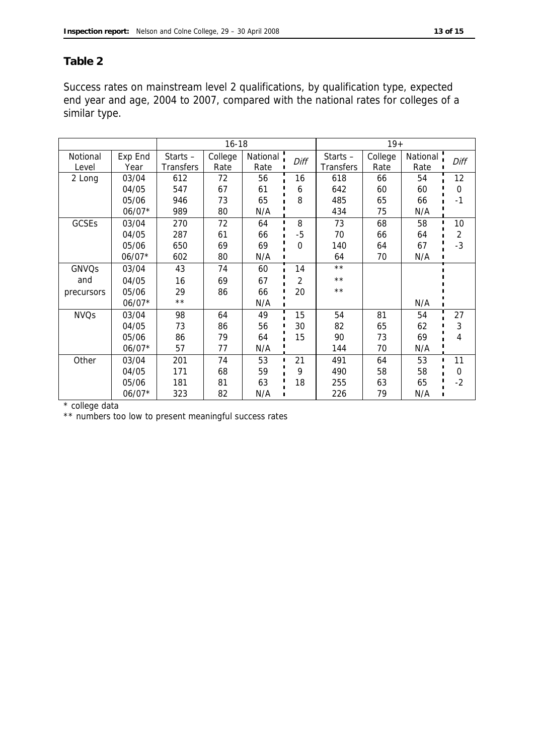## Table 2

Success rates on mainstream level 2 qualifications, by qualification type, expected end year and age, 2004 to 2007, compared with the national rates for colleges of a similar type.

| | | 16-18 | | | | 19+ | | | |
|---|---|---|---|---|---|---|---|---|---|
| Notional Level | Exp End Year | Starts – Transfers | College Rate | National Rate | *Diff* | Starts – Transfers | College Rate | National Rate | *Diff* |
| 2 Long | 03/04 | 612 | 72 | 56 | 16 | 618 | 66 | 54 | 12 |
| | 04/05 | 547 | 67 | 61 | 6 | 642 | 60 | 60 | 0 |
| | 05/06 | 946 | 73 | 65 | 8 | 485 | 65 | 66 | -1 |
| | 06/07* | 989 | 80 | N/A | | 434 | 75 | N/A | |
| GCSEs | 03/04 | 270 | 72 | 64 | 8 | 73 | 68 | 58 | 10 |
| | 04/05 | 287 | 61 | 66 | -5 | 70 | 66 | 64 | 2 |
| | 05/06 | 650 | 69 | 69 | 0 | 140 | 64 | 67 | -3 |
| | 06/07* | 602 | 80 | N/A | | 64 | 70 | N/A | |
| GNVQs and precursors | 03/04 | 43 | 74 | 60 | 14 | ** | | | |
| | 04/05 | 16 | 69 | 67 | 2 | ** | | | |
| | 05/06 | 29 | 86 | 66 | 20 | ** | | | |
| | 06/07* | ** | | N/A | | | | N/A | |
| NVQs | 03/04 | 98 | 64 | 49 | 15 | 54 | 81 | 54 | 27 |
| | 04/05 | 73 | 86 | 56 | 30 | 82 | 65 | 62 | 3 |
| | 05/06 | 86 | 79 | 64 | 15 | 90 | 73 | 69 | 4 |
| | 06/07* | 57 | 77 | N/A | | 144 | 70 | N/A | |
| Other | 03/04 | 201 | 74 | 53 | 21 | 491 | 64 | 53 | 11 |
| | 04/05 | 171 | 68 | 59 | 9 | 490 | 58 | 58 | 0 |
| | 05/06 | 181 | 81 | 63 | 18 | 255 | 63 | 65 | -2 |
| | 06/07* | 323 | 82 | N/A | | 226 | 79 | N/A | |

\* college data

** numbers too low to present meaningful success rates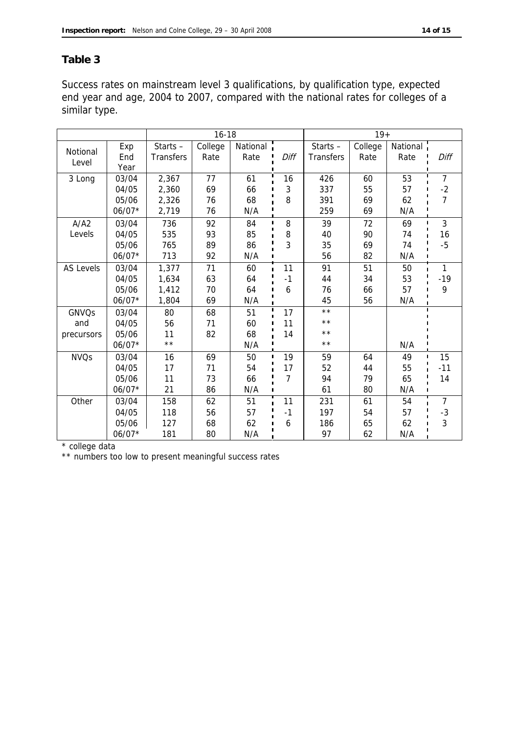## Table 3

Success rates on mainstream level 3 qualifications, by qualification type, expected end year and age, 2004 to 2007, compared with the national rates for colleges of a similar type.

| | | 16-18 | | | | 19+ | | | |
|---|---|---|---|---|---|---|---|---|---|
| Notional Level | Exp End Year | Starts – Transfers | College Rate | National Rate | *Diff* | Starts – Transfers | College Rate | National Rate | *Diff* |
| 3 Long | 03/04 | 2,367 | 77 | 61 | 16 | 426 | 60 | 53 | 7 |
| | 04/05 | 2,360 | 69 | 66 | 3 | 337 | 55 | 57 | -2 |
| | 05/06 | 2,326 | 76 | 68 | 8 | 391 | 69 | 62 | 7 |
| | 06/07* | 2,719 | 76 | N/A | | 259 | 69 | N/A | |
| A/A2 Levels | 03/04 | 736 | 92 | 84 | 8 | 39 | 72 | 69 | 3 |
| | 04/05 | 535 | 93 | 85 | 8 | 40 | 90 | 74 | 16 |
| | 05/06 | 765 | 89 | 86 | 3 | 35 | 69 | 74 | -5 |
| | 06/07* | 713 | 92 | N/A | | 56 | 82 | N/A | |
| AS Levels | 03/04 | 1,377 | 71 | 60 | 11 | 91 | 51 | 50 | 1 |
| | 04/05 | 1,634 | 63 | 64 | -1 | 44 | 34 | 53 | -19 |
| | 05/06 | 1,412 | 70 | 64 | 6 | 76 | 66 | 57 | 9 |
| | 06/07* | 1,804 | 69 | N/A | | 45 | 56 | N/A | |
| GNVQs and precursors | 03/04 | 80 | 68 | 51 | 17 | ** | | | |
| | 04/05 | 56 | 71 | 60 | 11 | ** | | | |
| | 05/06 | 11 | 82 | 68 | 14 | ** | | | |
| | 06/07* | ** | | N/A | | ** | | N/A | |
| NVQs | 03/04 | 16 | 69 | 50 | 19 | 59 | 64 | 49 | 15 |
| | 04/05 | 17 | 71 | 54 | 17 | 52 | 44 | 55 | -11 |
| | 05/06 | 11 | 73 | 66 | 7 | 94 | 79 | 65 | 14 |
| | 06/07* | 21 | 86 | N/A | | 61 | 80 | N/A | |
| Other | 03/04 | 158 | 62 | 51 | 11 | 231 | 61 | 54 | 7 |
| | 04/05 | 118 | 56 | 57 | -1 | 197 | 54 | 57 | -3 |
| | 05/06 | 127 | 68 | 62 | 6 | 186 | 65 | 62 | 3 |
| | 06/07* | 181 | 80 | N/A | | 97 | 62 | N/A | |

\* college data

\** numbers too low to present meaningful success rates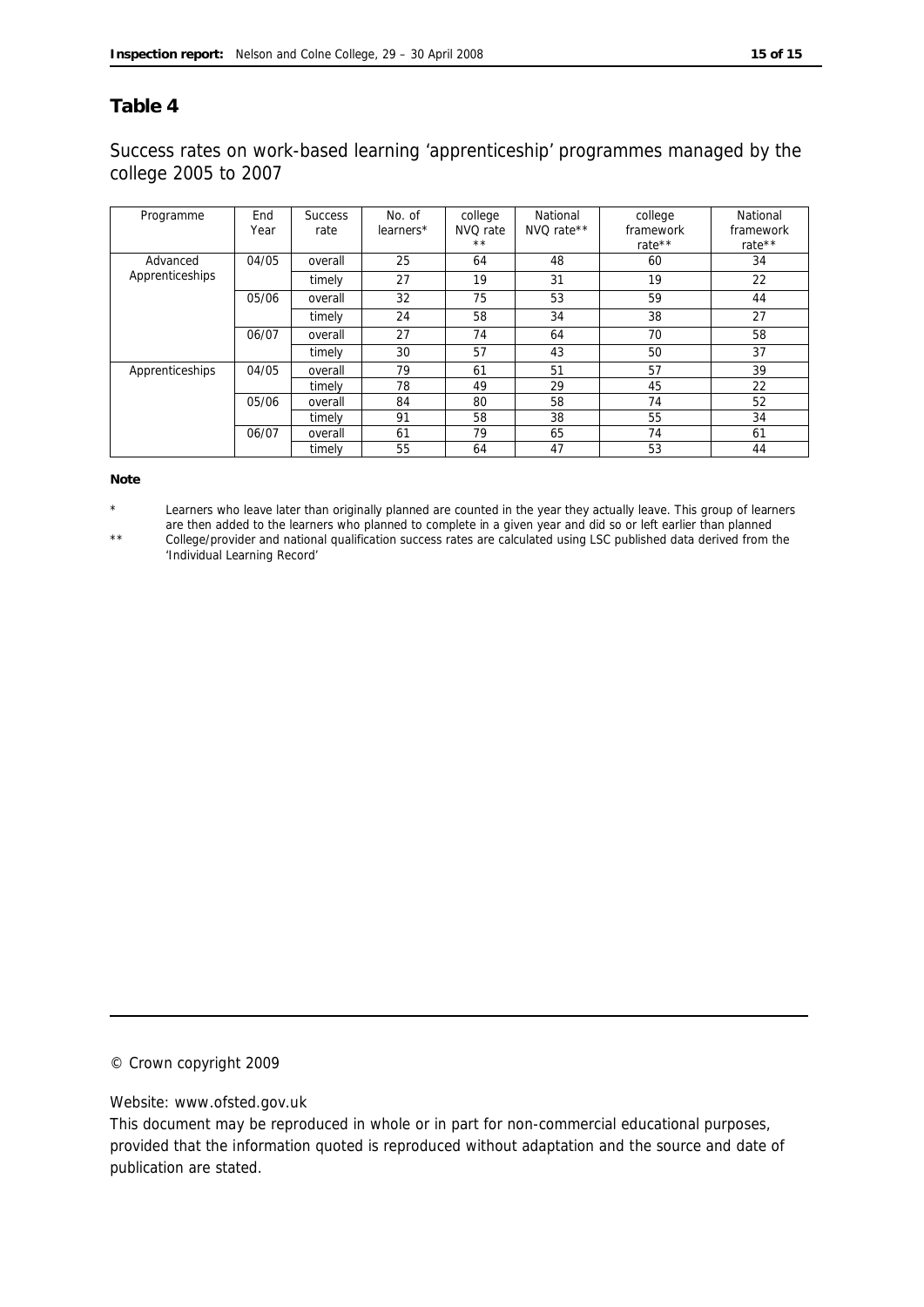## Table 4

Success rates on work-based learning 'apprenticeship' programmes managed by the college 2005 to 2007

| Programme | End Year | Success rate | No. of learners* | college NVQ rate ** | National NVQ rate** | college framework rate** | National framework rate** |
|---|---|---|---|---|---|---|---|
| Advanced Apprenticeships | 04/05 | overall | 25 | 64 | 48 | 60 | 34 |
| | | timely | 27 | 19 | 31 | 19 | 22 |
| | 05/06 | overall | 32 | 75 | 53 | 59 | 44 |
| | | timely | 24 | 58 | 34 | 38 | 27 |
| | 06/07 | overall | 27 | 74 | 64 | 70 | 58 |
| | | timely | 30 | 57 | 43 | 50 | 37 |
| Apprenticeships | 04/05 | overall | 79 | 61 | 51 | 57 | 39 |
| | | timely | 78 | 49 | 29 | 45 | 22 |
| | 05/06 | overall | 84 | 80 | 58 | 74 | 52 |
| | | timely | 91 | 58 | 38 | 55 | 34 |
| | 06/07 | overall | 61 | 79 | 65 | 74 | 61 |
| | | timely | 55 | 64 | 47 | 53 | 44 |

**Note**

\* Learners who leave later than originally planned are counted in the year they actually leave. This group of learners are then added to the learners who planned to complete in a given year and did so or left earlier than planned

\*\* College/provider and national qualification success rates are calculated using LSC published data derived from the 'Individual Learning Record'

© Crown copyright 2009

Website: www.ofsted.gov.uk

This document may be reproduced in whole or in part for non-commercial educational purposes, provided that the information quoted is reproduced without adaptation and the source and date of publication are stated.